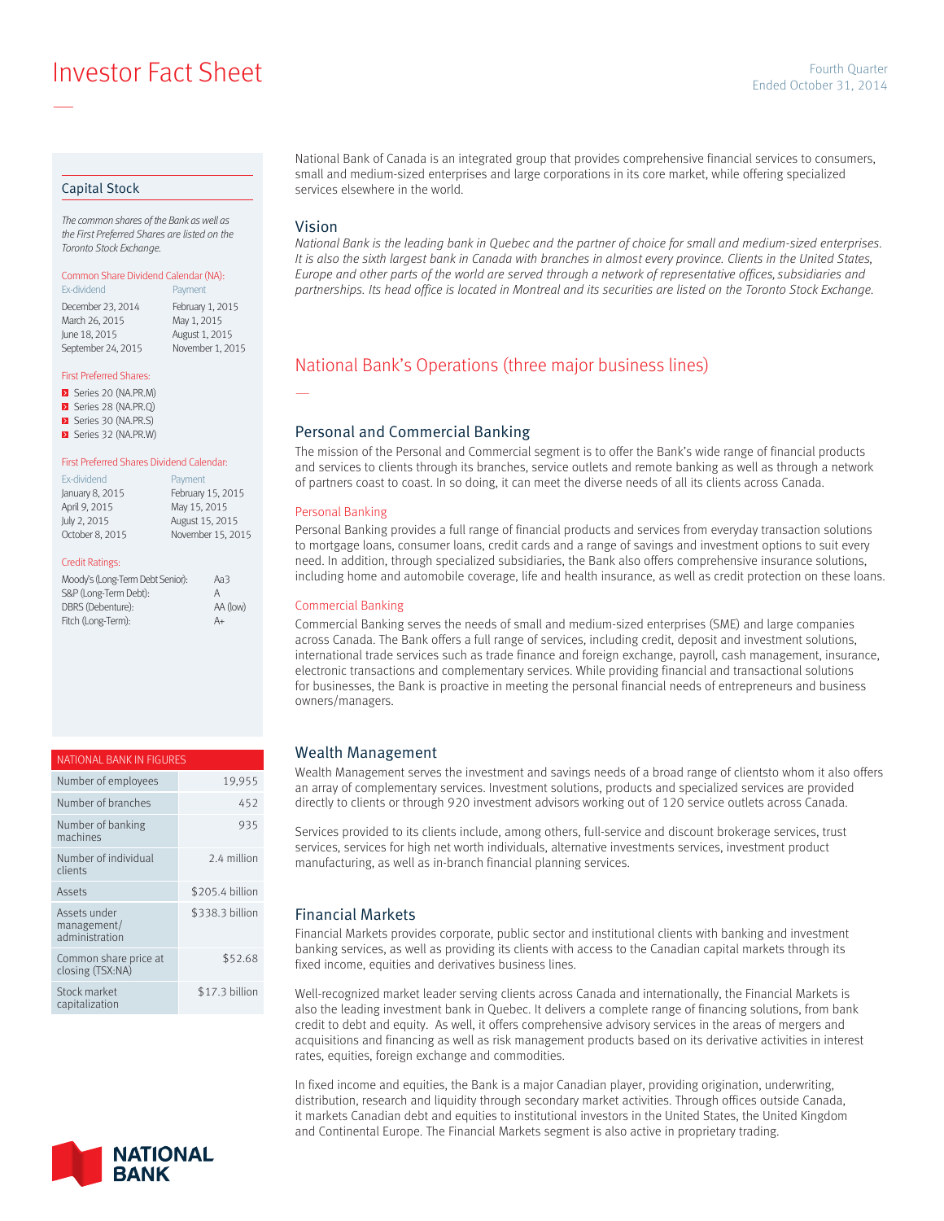# Investor Fact Sheet

Fourth Quarter
Ended October 31, 2014

National Bank of Canada is an integrated group that provides comprehensive financial services to consumers, small and medium-sized enterprises and large corporations in its core market, while offering specialized services elsewhere in the world.

## Vision

*National Bank is the leading bank in Quebec and the partner of choice for small and medium-sized enterprises. It is also the sixth largest bank in Canada with branches in almost every province. Clients in the United States, Europe and other parts of the world are served through a network of representative offices, subsidiaries and partnerships. Its head office is located in Montreal and its securities are listed on the Toronto Stock Exchange.*

## National Bank's Operations (three major business lines)

### Personal and Commercial Banking

The mission of the Personal and Commercial segment is to offer the Bank's wide range of financial products and services to clients through its branches, service outlets and remote banking as well as through a network of partners coast to coast. In so doing, it can meet the diverse needs of all its clients across Canada.

#### Personal Banking

Personal Banking provides a full range of financial products and services from everyday transaction solutions to mortgage loans, consumer loans, credit cards and a range of savings and investment options to suit every need. In addition, through specialized subsidiaries, the Bank also offers comprehensive insurance solutions, including home and automobile coverage, life and health insurance, as well as credit protection on these loans.

#### Commercial Banking

Commercial Banking serves the needs of small and medium-sized enterprises (SME) and large companies across Canada. The Bank offers a full range of services, including credit, deposit and investment solutions, international trade services such as trade finance and foreign exchange, payroll, cash management, insurance, electronic transactions and complementary services. While providing financial and transactional solutions for businesses, the Bank is proactive in meeting the personal financial needs of entrepreneurs and business owners/managers.

### Wealth Management

Wealth Management serves the investment and savings needs of a broad range of clientsto whom it also offers an array of complementary services. Investment solutions, products and specialized services are provided directly to clients or through 920 investment advisors working out of 120 service outlets across Canada.

Services provided to its clients include, among others, full-service and discount brokerage services, trust services, services for high net worth individuals, alternative investments services, investment product manufacturing, as well as in-branch financial planning services.

### Financial Markets

Financial Markets provides corporate, public sector and institutional clients with banking and investment banking services, as well as providing its clients with access to the Canadian capital markets through its fixed income, equities and derivatives business lines.

Well-recognized market leader serving clients across Canada and internationally, the Financial Markets is also the leading investment bank in Quebec. It delivers a complete range of financing solutions, from bank credit to debt and equity. As well, it offers comprehensive advisory services in the areas of mergers and acquisitions and financing as well as risk management products based on its derivative activities in interest rates, equities, foreign exchange and commodities.

In fixed income and equities, the Bank is a major Canadian player, providing origination, underwriting, distribution, research and liquidity through secondary market activities. Through offices outside Canada, it markets Canadian debt and equities to institutional investors in the United States, the United Kingdom and Continental Europe. The Financial Markets segment is also active in proprietary trading.

## Capital Stock

*The common shares of the Bank as well as the First Preferred Shares are listed on the Toronto Stock Exchange.*

**Common Share Dividend Calendar (NA):**

| Ex-dividend | Payment |
|---|---|
| December 23, 2014 | February 1, 2015 |
| March 26, 2015 | May 1, 2015 |
| June 18, 2015 | August 1, 2015 |
| September 24, 2015 | November 1, 2015 |

**First Preferred Shares:**

- Series 20 (NA.PR.M)
- Series 28 (NA.PR.Q)
- Series 30 (NA.PR.S)
- Series 32 (NA.PR.W)

**First Preferred Shares Dividend Calendar:**

| Ex-dividend | Payment |
|---|---|
| January 8, 2015 | February 15, 2015 |
| April 9, 2015 | May 15, 2015 |
| July 2, 2015 | August 15, 2015 |
| October 8, 2015 | November 15, 2015 |

**Credit Ratings:**

| Agency | Rating |
|---|---|
| Moody's (Long-Term Debt Senior): | Aa3 |
| S&P (Long-Term Debt): | A |
| DBRS (Debenture): | AA (low) |
| Fitch (Long-Term): | A+ |

| NATIONAL BANK IN FIGURES | |
|---|---|
| Number of employees | 19,955 |
| Number of branches | 452 |
| Number of banking machines | 935 |
| Number of individual clients | 2.4 million |
| Assets | $205.4 billion |
| Assets under management/ administration | $338.3 billion |
| Common share price at closing (TSX:NA) | $52.68 |
| Stock market capitalization | $17.3 billion |

NATIONAL BANK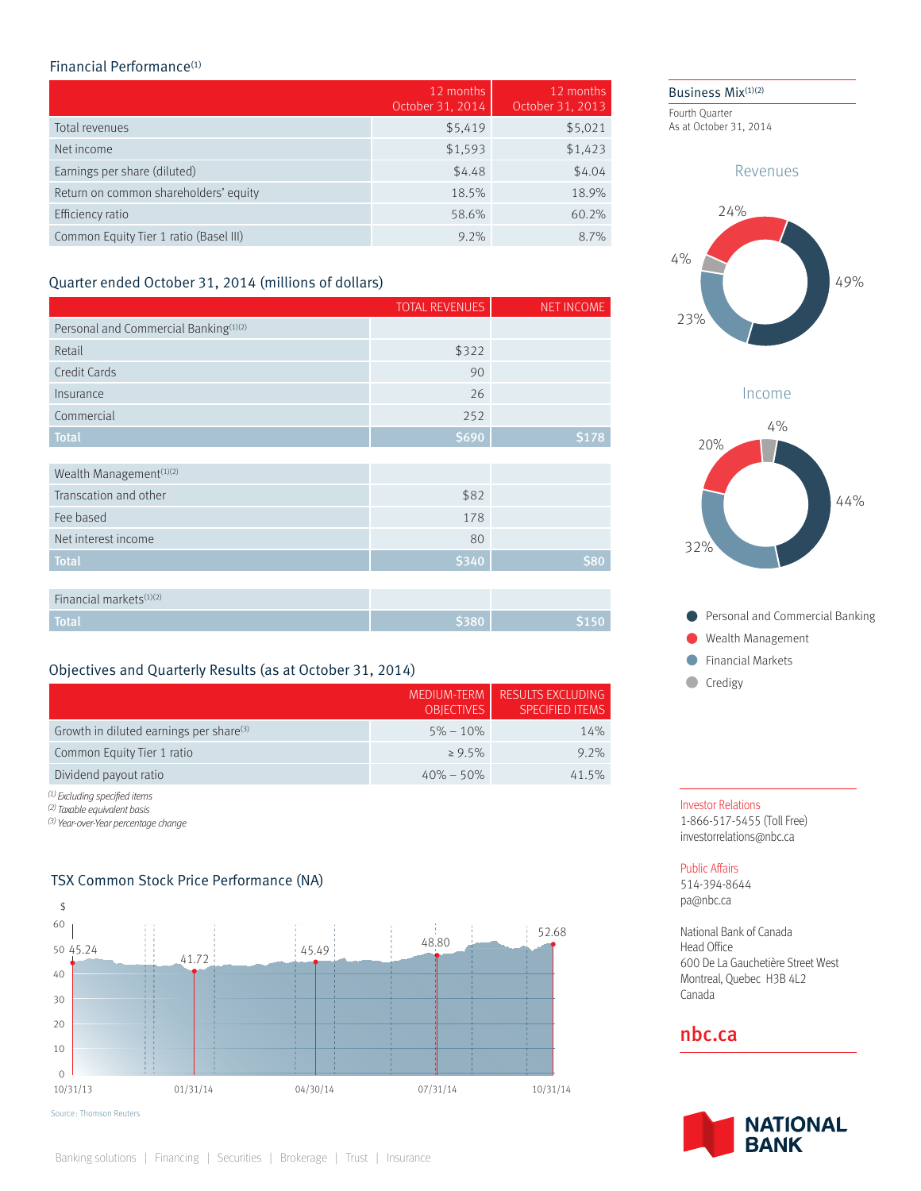## Financial Performance[1]

| | 12 months October 31, 2014 | 12 months October 31, 2013 |
|---|---|---|
| Total revenues | $5,419 | $5,021 |
| Net income | $1,593 | $1,423 |
| Earnings per share (diluted) | $4.48 | $4.04 |
| Return on common shareholders' equity | 18.5% | 18.9% |
| Efficiency ratio | 58.6% | 60.2% |
| Common Equity Tier 1 ratio (Basel III) | 9.2% | 8.7% |

## Quarter ended October 31, 2014 (millions of dollars)

| | TOTAL REVENUES | NET INCOME |
|---|---|---|
| Personal and Commercial Banking[1][2] | | |
| Retail | $322 | |
| Credit Cards | 90 | |
| Insurance | 26 | |
| Commercial | 252 | |
| **Total** | **$690** | **$178** |
| Wealth Management[1][2] | | |
| Transcation and other | $82 | |
| Fee based | 178 | |
| Net interest income | 80 | |
| **Total** | **$340** | **$80** |
| Financial markets[1][2] | | |
| **Total** | **$380** | **$150** |

## Objectives and Quarterly Results (as at October 31, 2014)

| | MEDIUM-TERM OBJECTIVES | RESULTS EXCLUDING SPECIFIED ITEMS |
|---|---|---|
| Growth in diluted earnings per share[3] | 5% – 10% | 14% |
| Common Equity Tier 1 ratio | ≥ 9.5% | 9.2% |
| Dividend payout ratio | 40% – 50% | 41.5% |

*[1] Excluding specified items*
*[2] Taxable equivalent basis*
*[3] Year-over-Year percentage change*

## TSX Common Stock Price Performance (NA)

$
60
50
40
30
20
10
0
45.24
41.72
45.49
48.80
52.68
10/31/13
01/31/14
04/30/14
07/31/14
10/31/14

Source: Thomson Reuters

## Business Mix[1][2]

Fourth Quarter
As at October 31, 2014

Revenues
49%
23%
4%
24%

Income
44%
32%
20%
4%

Personal and Commercial Banking
Wealth Management
Financial Markets
Credigy

Investor Relations
1-866-517-5455 (Toll Free)
investorrelations@nbc.ca

Public Affairs
514-394-8644
pa@nbc.ca

National Bank of Canada
Head Office
600 De La Gauchetière Street West
Montreal, Quebec H3B 4L2
Canada

**nbc.ca**

NATIONAL BANK

Banking solutions | Financing | Securities | Brokerage | Trust | Insurance